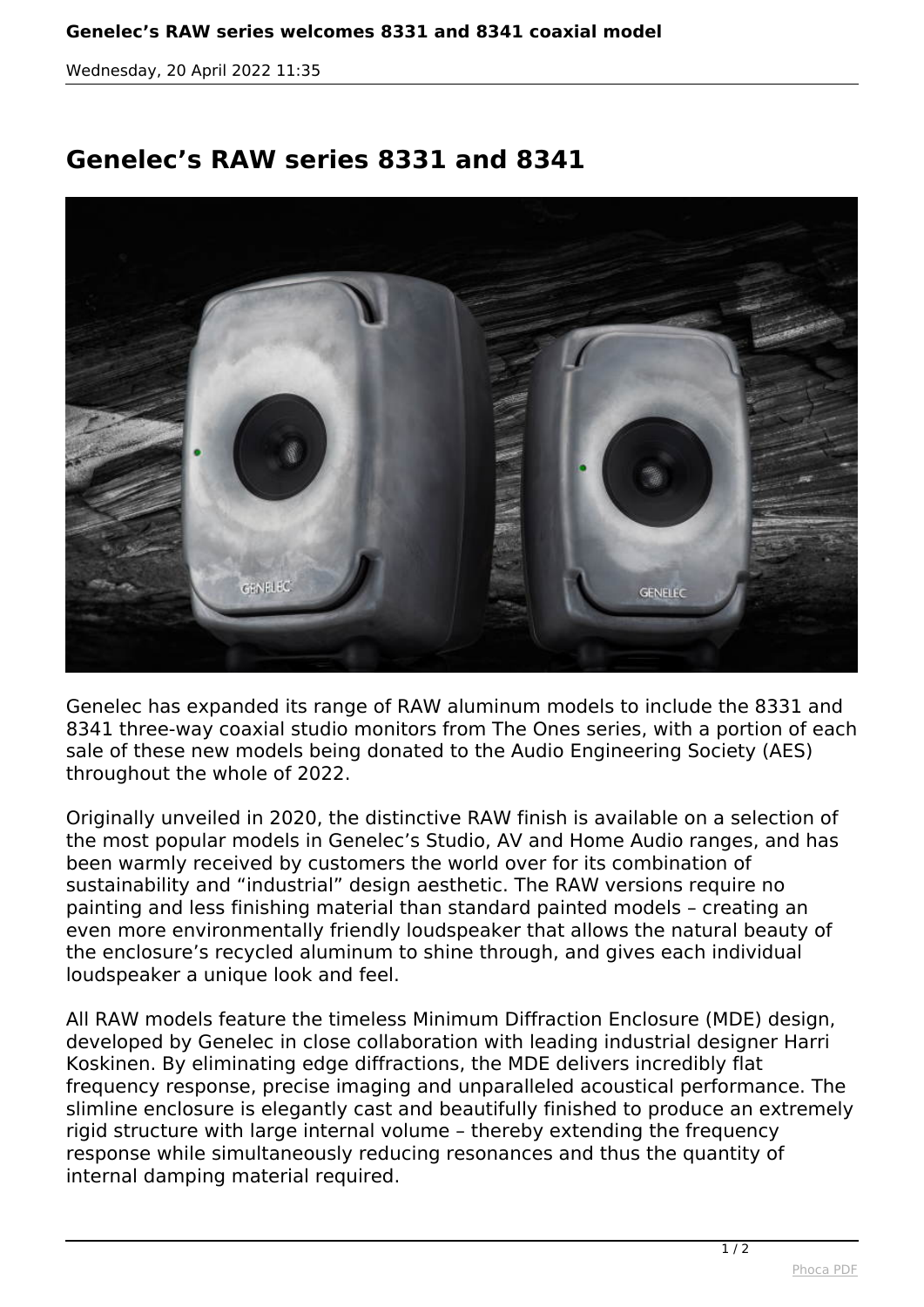# Genelec's RAW series 8331 and 8341

Genelec has expanded its range of RAW aluminum models to include the 8331 and 8341 three-way coaxial studio monitors from The Ones series, with a portion of each sale of these new models being donated to the Audio Engineering Society (AES) throughout the whole of 2022.

Originally unveiled in 2020, the distinctive RAW finish is available on a selection of the most popular models in Genelec's Studio, AV and Home Audio ranges, and has been warmly received by customers the world over for its combination of sustainability and "industrial" design aesthetic. The RAW versions require no painting and less finishing material than standard painted models – creating an even more environmentally friendly loudspeaker that allows the natural beauty of the enclosure's recycled aluminum to shine through, and gives each individual loudspeaker a unique look and feel.

All RAW models feature the timeless Minimum Diffraction Enclosure (MDE) design, developed by Genelec in close collaboration with leading industrial designer Harri Koskinen. By eliminating edge diffractions, the MDE delivers incredibly flat frequency response, precise imaging and unparalleled acoustical performance. The slimline enclosure is elegantly cast and beautifully finished to produce an extremely rigid structure with large internal volume – thereby extending the frequency response while simultaneously reducing resonances and thus the quantity of internal damping material required.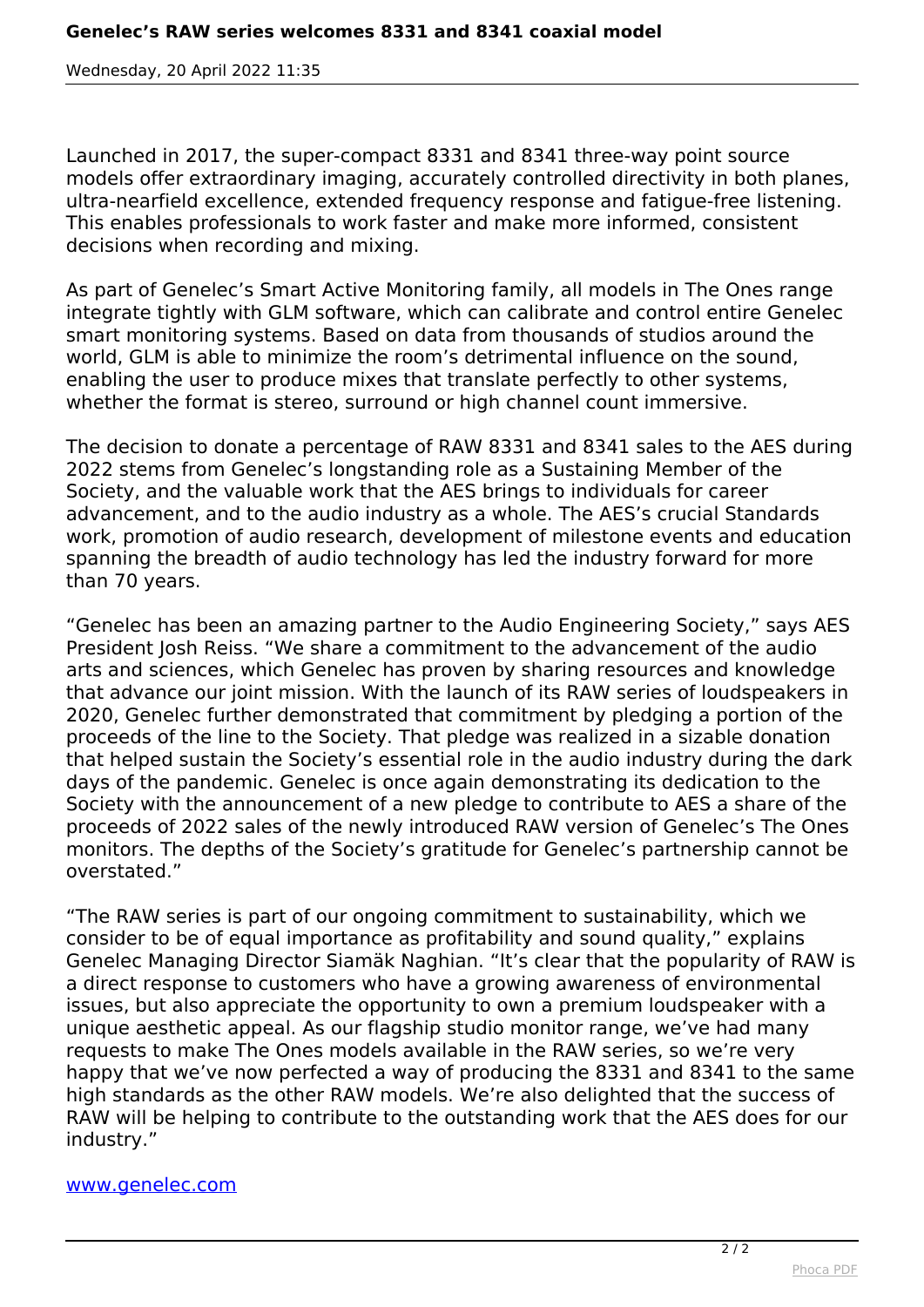Launched in 2017, the super-compact 8331 and 8341 three-way point source models offer extraordinary imaging, accurately controlled directivity in both planes, ultra-nearfield excellence, extended frequency response and fatigue-free listening. This enables professionals to work faster and make more informed, consistent decisions when recording and mixing.

As part of Genelec's Smart Active Monitoring family, all models in The Ones range integrate tightly with GLM software, which can calibrate and control entire Genelec smart monitoring systems. Based on data from thousands of studios around the world, GLM is able to minimize the room's detrimental influence on the sound, enabling the user to produce mixes that translate perfectly to other systems, whether the format is stereo, surround or high channel count immersive.

The decision to donate a percentage of RAW 8331 and 8341 sales to the AES during 2022 stems from Genelec's longstanding role as a Sustaining Member of the Society, and the valuable work that the AES brings to individuals for career advancement, and to the audio industry as a whole. The AES's crucial Standards work, promotion of audio research, development of milestone events and education spanning the breadth of audio technology has led the industry forward for more than 70 years.

"Genelec has been an amazing partner to the Audio Engineering Society," says AES President Josh Reiss. "We share a commitment to the advancement of the audio arts and sciences, which Genelec has proven by sharing resources and knowledge that advance our joint mission. With the launch of its RAW series of loudspeakers in 2020, Genelec further demonstrated that commitment by pledging a portion of the proceeds of the line to the Society. That pledge was realized in a sizable donation that helped sustain the Society's essential role in the audio industry during the dark days of the pandemic. Genelec is once again demonstrating its dedication to the Society with the announcement of a new pledge to contribute to AES a share of the proceeds of 2022 sales of the newly introduced RAW version of Genelec's The Ones monitors. The depths of the Society's gratitude for Genelec's partnership cannot be overstated."

"The RAW series is part of our ongoing commitment to sustainability, which we consider to be of equal importance as profitability and sound quality," explains Genelec Managing Director Siamäk Naghian. "It's clear that the popularity of RAW is a direct response to customers who have a growing awareness of environmental issues, but also appreciate the opportunity to own a premium loudspeaker with a unique aesthetic appeal. As our flagship studio monitor range, we've had many requests to make The Ones models available in the RAW series, so we're very happy that we've now perfected a way of producing the 8331 and 8341 to the same high standards as the other RAW models. We're also delighted that the success of RAW will be helping to contribute to the outstanding work that the AES does for our industry."

[www.genelec.com](http://www.genelec.com)